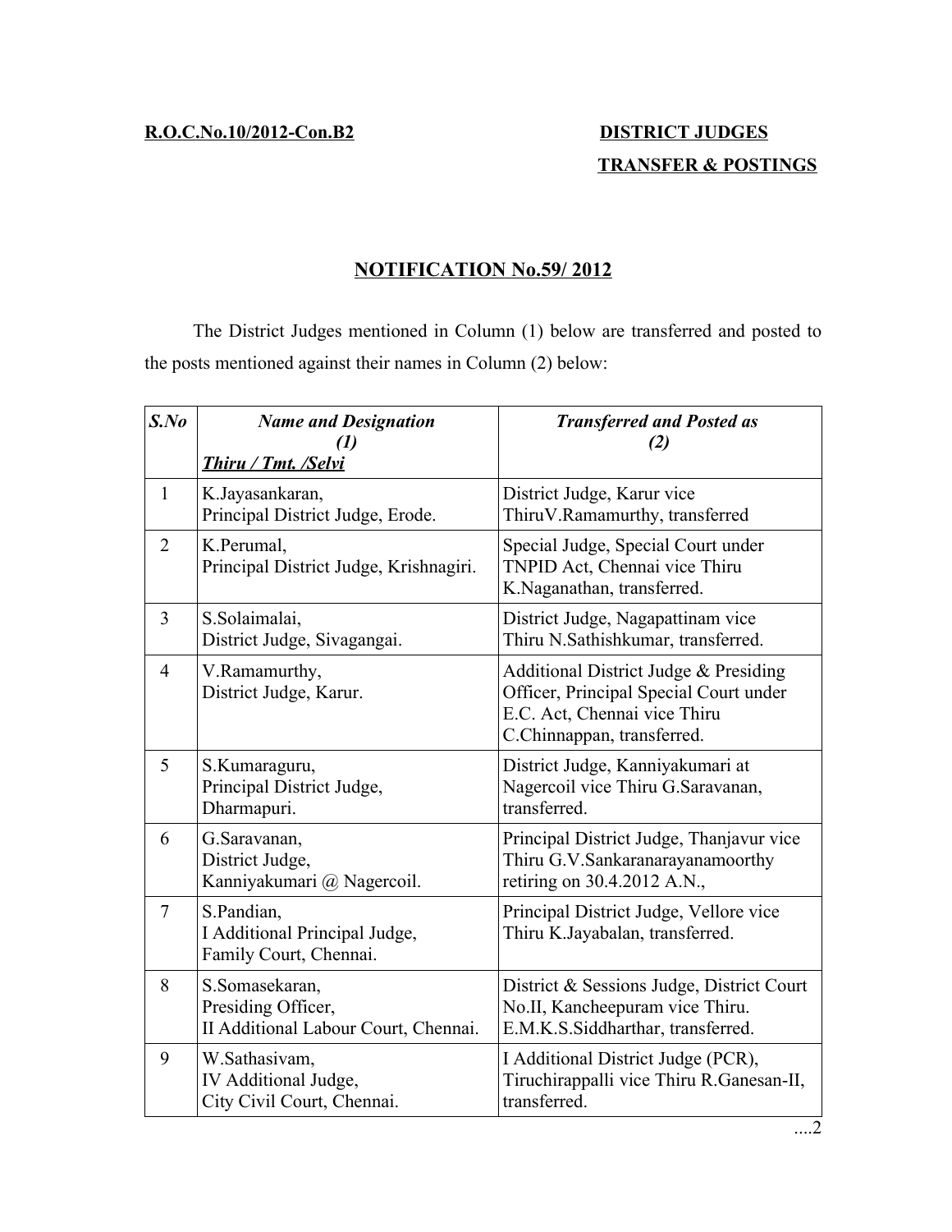**R.O.C.No.10/2012-Con.B2**

**DISTRICT JUDGES**

**TRANSFER & POSTINGS**

## NOTIFICATION No.59/ 2012

The District Judges mentioned in Column (1) below are transferred and posted to the posts mentioned against their names in Column (2) below:

| *S.No* | *Name and Designation (1) Thiru / Tmt. /Selvi* | *Transferred and Posted as (2)* |
|---|---|---|
| 1 | K.Jayasankaran, Principal District Judge, Erode. | District Judge, Karur vice ThiruV.Ramamurthy, transferred |
| 2 | K.Perumal, Principal District Judge, Krishnagiri. | Special Judge, Special Court under TNPID Act, Chennai vice Thiru K.Naganathan, transferred. |
| 3 | S.Solaimalai, District Judge, Sivagangai. | District Judge, Nagapattinam vice Thiru N.Sathishkumar, transferred. |
| 4 | V.Ramamurthy, District Judge, Karur. | Additional District Judge & Presiding Officer, Principal Special Court under E.C. Act, Chennai vice Thiru C.Chinnappan, transferred. |
| 5 | S.Kumaraguru, Principal District Judge, Dharmapuri. | District Judge, Kanniyakumari at Nagercoil vice Thiru G.Saravanan, transferred. |
| 6 | G.Saravanan, District Judge, Kanniyakumari @ Nagercoil. | Principal District Judge, Thanjavur vice Thiru G.V.Sankaranarayanamoorthy retiring on 30.4.2012 A.N., |
| 7 | S.Pandian, I Additional Principal Judge, Family Court, Chennai. | Principal District Judge, Vellore vice Thiru K.Jayabalan, transferred. |
| 8 | S.Somasekaran, Presiding Officer, II Additional Labour Court, Chennai. | District & Sessions Judge, District Court No.II, Kancheepuram vice Thiru. E.M.K.S.Siddharthar, transferred. |
| 9 | W.Sathasivam, IV Additional Judge, City Civil Court, Chennai. | I Additional District Judge (PCR), Tiruchirappalli vice Thiru R.Ganesan-II, transferred. |

....2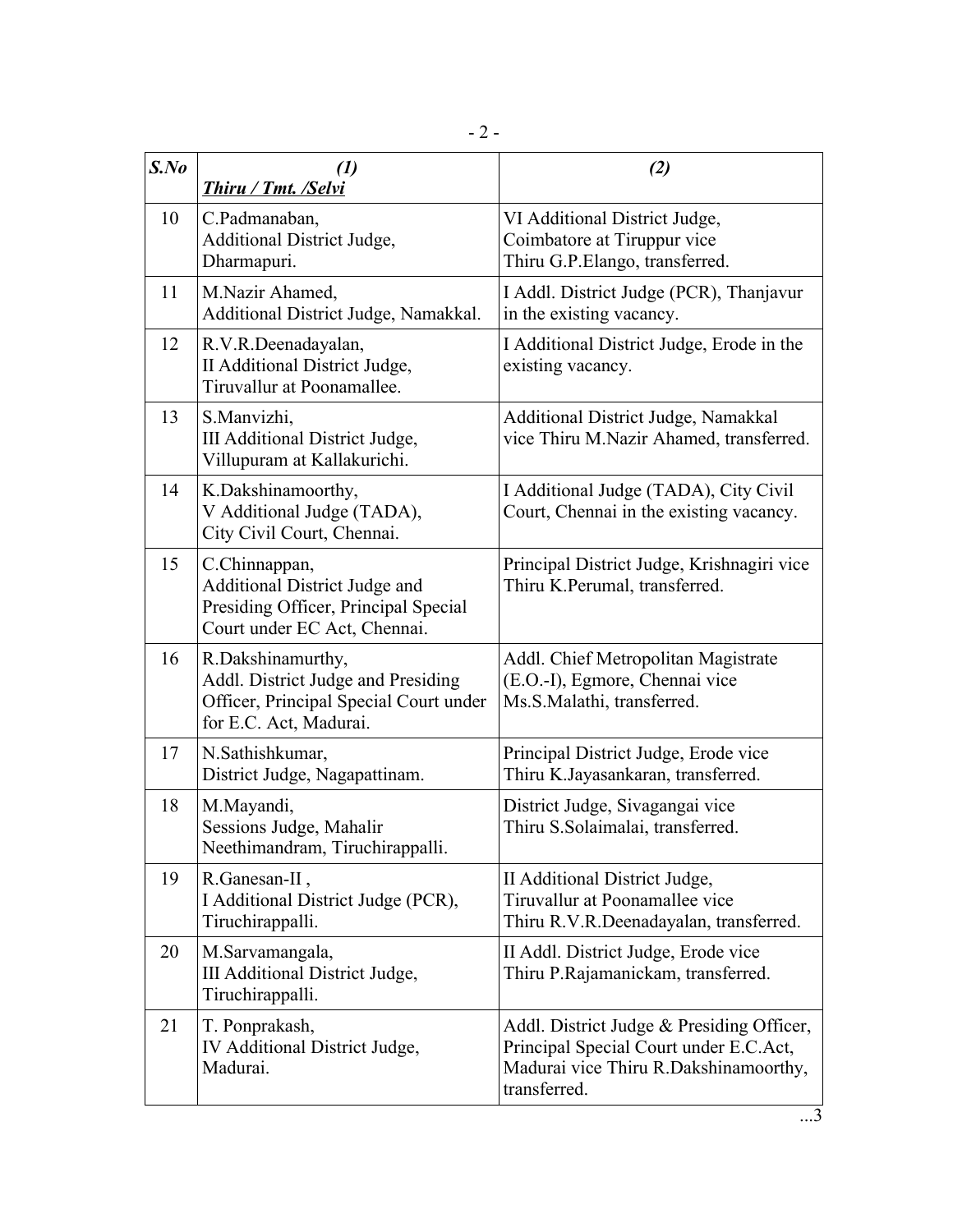| S.No | (1) Thiru / Tmt. /Selvi | (2) |
|---|---|---|
| 10 | C.Padmanaban, Additional District Judge, Dharmapuri. | VI Additional District Judge, Coimbatore at Tiruppur vice Thiru G.P.Elango, transferred. |
| 11 | M.Nazir Ahamed, Additional District Judge, Namakkal. | I Addl. District Judge (PCR), Thanjavur in the existing vacancy. |
| 12 | R.V.R.Deenadayalan, II Additional District Judge, Tiruvallur at Poonamallee. | I Additional District Judge, Erode in the existing vacancy. |
| 13 | S.Manvizhi, III Additional District Judge, Villupuram at Kallakurichi. | Additional District Judge, Namakkal vice Thiru M.Nazir Ahamed, transferred. |
| 14 | K.Dakshinamoorthy, V Additional Judge (TADA), City Civil Court, Chennai. | I Additional Judge (TADA), City Civil Court, Chennai in the existing vacancy. |
| 15 | C.Chinnappan, Additional District Judge and Presiding Officer, Principal Special Court under EC Act, Chennai. | Principal District Judge, Krishnagiri vice Thiru K.Perumal, transferred. |
| 16 | R.Dakshinamurthy, Addl. District Judge and Presiding Officer, Principal Special Court under for E.C. Act, Madurai. | Addl. Chief Metropolitan Magistrate (E.O.-I), Egmore, Chennai vice Ms.S.Malathi, transferred. |
| 17 | N.Sathishkumar, District Judge, Nagapattinam. | Principal District Judge, Erode vice Thiru K.Jayasankaran, transferred. |
| 18 | M.Mayandi, Sessions Judge, Mahalir Neethimandram, Tiruchirappalli. | District Judge, Sivagangai vice Thiru S.Solaimalai, transferred. |
| 19 | R.Ganesan-II , I Additional District Judge (PCR), Tiruchirappalli. | II Additional District Judge, Tiruvallur at Poonamallee vice Thiru R.V.R.Deenadayalan, transferred. |
| 20 | M.Sarvamangala, III Additional District Judge, Tiruchirappalli. | II Addl. District Judge, Erode vice Thiru P.Rajamanickam, transferred. |
| 21 | T. Ponprakash, IV Additional District Judge, Madurai. | Addl. District Judge & Presiding Officer, Principal Special Court under E.C.Act, Madurai vice Thiru R.Dakshinamoorthy, transferred. |

...3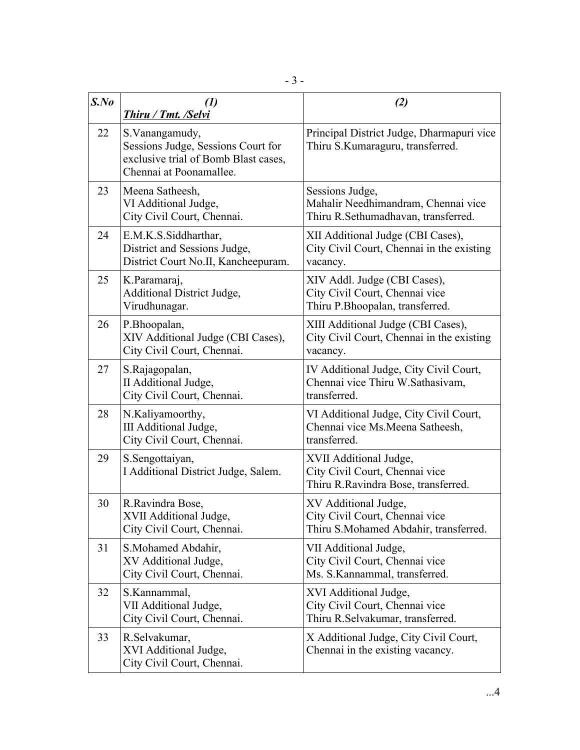| *S.No* | *(1)* ***Thiru / Tmt. /Selvi*** | *(2)* |
|---|---|---|
| 22 | S.Vanangamudy, Sessions Judge, Sessions Court for exclusive trial of Bomb Blast cases, Chennai at Poonamallee. | Principal District Judge, Dharmapuri vice Thiru S.Kumaraguru, transferred. |
| 23 | Meena Satheesh, VI Additional Judge, City Civil Court, Chennai. | Sessions Judge, Mahalir Needhimandram, Chennai vice Thiru R.Sethumadhavan, transferred. |
| 24 | E.M.K.S.Siddharthar, District and Sessions Judge, District Court No.II, Kancheepuram. | XII Additional Judge (CBI Cases), City Civil Court, Chennai in the existing vacancy. |
| 25 | K.Paramaraj, Additional District Judge, Virudhunagar. | XIV Addl. Judge (CBI Cases), City Civil Court, Chennai vice Thiru P.Bhoopalan, transferred. |
| 26 | P.Bhoopalan, XIV Additional Judge (CBI Cases), City Civil Court, Chennai. | XIII Additional Judge (CBI Cases), City Civil Court, Chennai in the existing vacancy. |
| 27 | S.Rajagopalan, II Additional Judge, City Civil Court, Chennai. | IV Additional Judge, City Civil Court, Chennai vice Thiru W.Sathasivam, transferred. |
| 28 | N.Kaliyamoorthy, III Additional Judge, City Civil Court, Chennai. | VI Additional Judge, City Civil Court, Chennai vice Ms.Meena Satheesh, transferred. |
| 29 | S.Sengottaiyan, I Additional District Judge, Salem. | XVII Additional Judge, City Civil Court, Chennai vice Thiru R.Ravindra Bose, transferred. |
| 30 | R.Ravindra Bose, XVII Additional Judge, City Civil Court, Chennai. | XV Additional Judge, City Civil Court, Chennai vice Thiru S.Mohamed Abdahir, transferred. |
| 31 | S.Mohamed Abdahir, XV Additional Judge, City Civil Court, Chennai. | VII Additional Judge, City Civil Court, Chennai vice Ms. S.Kannammal, transferred. |
| 32 | S.Kannammal, VII Additional Judge, City Civil Court, Chennai. | XVI Additional Judge, City Civil Court, Chennai vice Thiru R.Selvakumar, transferred. |
| 33 | R.Selvakumar, XVI Additional Judge, City Civil Court, Chennai. | X Additional Judge, City Civil Court, Chennai in the existing vacancy. |

...4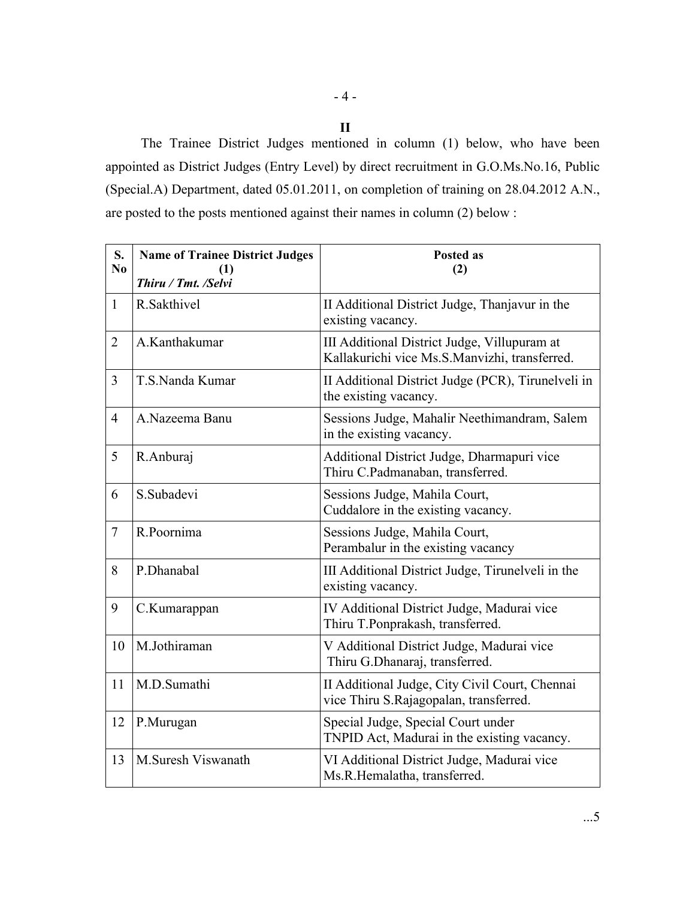## II

The Trainee District Judges mentioned in column (1) below, who have been appointed as District Judges (Entry Level) by direct recruitment in G.O.Ms.No.16, Public (Special.A) Department, dated 05.01.2011, on completion of training on 28.04.2012 A.N., are posted to the posts mentioned against their names in column (2) below :

| S. No | Name of Trainee District Judges (1) *Thiru / Tmt. /Selvi* | Posted as (2) |
|---|---|---|
| 1 | R.Sakthivel | II Additional District Judge, Thanjavur in the existing vacancy. |
| 2 | A.Kanthakumar | III Additional District Judge, Villupuram at Kallakurichi vice Ms.S.Manvizhi, transferred. |
| 3 | T.S.Nanda Kumar | II Additional District Judge (PCR), Tirunelveli in the existing vacancy. |
| 4 | A.Nazeema Banu | Sessions Judge, Mahalir Neethimandram, Salem in the existing vacancy. |
| 5 | R.Anburaj | Additional District Judge, Dharmapuri vice Thiru C.Padmanaban, transferred. |
| 6 | S.Subadevi | Sessions Judge, Mahila Court, Cuddalore in the existing vacancy. |
| 7 | R.Poornima | Sessions Judge, Mahila Court, Perambalur in the existing vacancy |
| 8 | P.Dhanabal | III Additional District Judge, Tirunelveli in the existing vacancy. |
| 9 | C.Kumarappan | IV Additional District Judge, Madurai vice Thiru T.Ponprakash, transferred. |
| 10 | M.Jothiraman | V Additional District Judge, Madurai vice Thiru G.Dhanaraj, transferred. |
| 11 | M.D.Sumathi | II Additional Judge, City Civil Court, Chennai vice Thiru S.Rajagopalan, transferred. |
| 12 | P.Murugan | Special Judge, Special Court under TNPID Act, Madurai in the existing vacancy. |
| 13 | M.Suresh Viswanath | VI Additional District Judge, Madurai vice Ms.R.Hemalatha, transferred. |

...5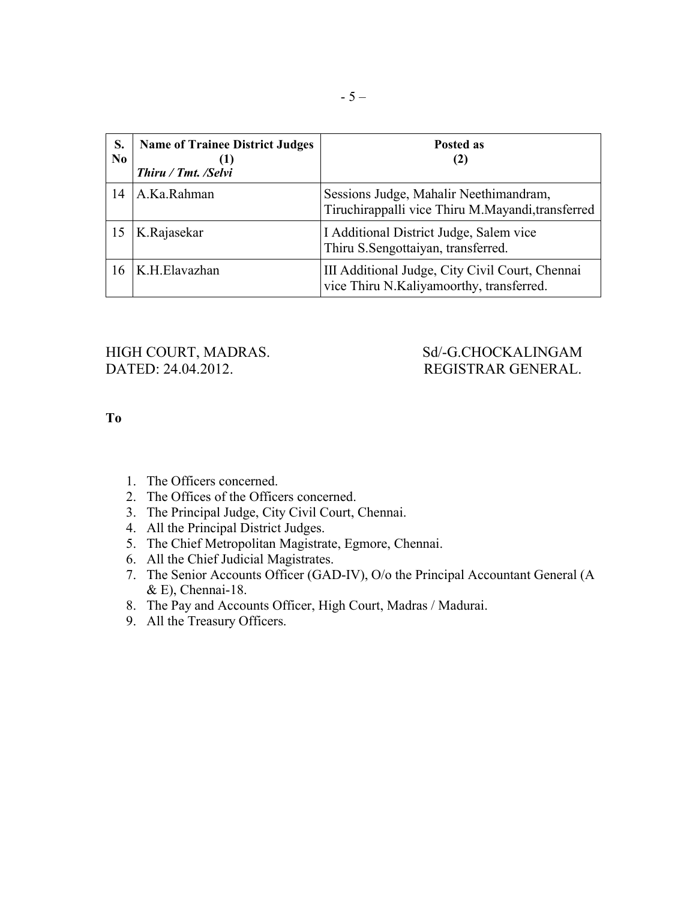| S. No | Name of Trainee District Judges (1) *Thiru / Tmt. /Selvi* | Posted as (2) |
|---|---|---|
| 14 | A.Ka.Rahman | Sessions Judge, Mahalir Neethimandram, Tiruchirappalli vice Thiru M.Mayandi,transferred |
| 15 | K.Rajasekar | I Additional District Judge, Salem vice Thiru S.Sengottaiyan, transferred. |
| 16 | K.H.Elavazhan | III Additional Judge, City Civil Court, Chennai vice Thiru N.Kaliyamoorthy, transferred. |

HIGH COURT, MADRAS.
DATED: 24.04.2012.

Sd/-G.CHOCKALINGAM
REGISTRAR GENERAL.

**To**

1. The Officers concerned.
2. The Offices of the Officers concerned.
3. The Principal Judge, City Civil Court, Chennai.
4. All the Principal District Judges.
5. The Chief Metropolitan Magistrate, Egmore, Chennai.
6. All the Chief Judicial Magistrates.
7. The Senior Accounts Officer (GAD-IV), O/o the Principal Accountant General (A & E), Chennai-18.
8. The Pay and Accounts Officer, High Court, Madras / Madurai.
9. All the Treasury Officers.